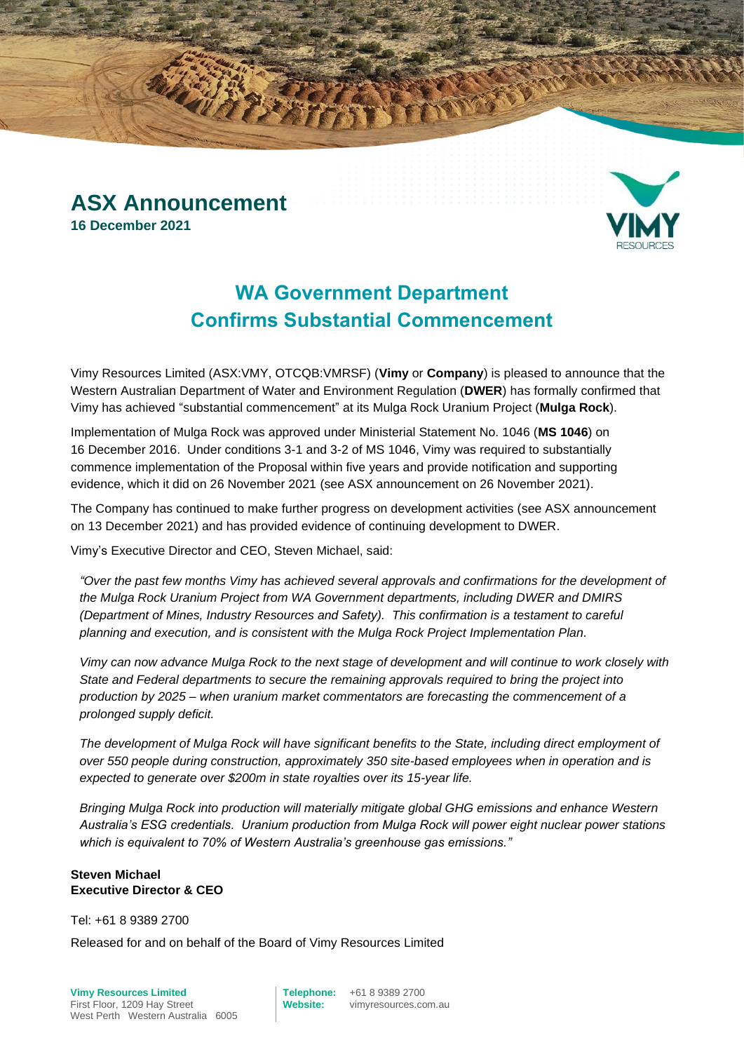# ASX Announcement

**16 December 2021**

## WA Government Department Confirms Substantial Commencement

Vimy Resources Limited (ASX:VMY, OTCQB:VMRSF) (**Vimy** or **Company**) is pleased to announce that the Western Australian Department of Water and Environment Regulation (**DWER**) has formally confirmed that Vimy has achieved "substantial commencement" at its Mulga Rock Uranium Project (**Mulga Rock**).

Implementation of Mulga Rock was approved under Ministerial Statement No. 1046 (**MS 1046**) on 16 December 2016. Under conditions 3-1 and 3-2 of MS 1046, Vimy was required to substantially commence implementation of the Proposal within five years and provide notification and supporting evidence, which it did on 26 November 2021 (see ASX announcement on 26 November 2021).

The Company has continued to make further progress on development activities (see ASX announcement on 13 December 2021) and has provided evidence of continuing development to DWER.

Vimy's Executive Director and CEO, Steven Michael, said:

*"Over the past few months Vimy has achieved several approvals and confirmations for the development of the Mulga Rock Uranium Project from WA Government departments, including DWER and DMIRS (Department of Mines, Industry Resources and Safety). This confirmation is a testament to careful planning and execution, and is consistent with the Mulga Rock Project Implementation Plan.*

*Vimy can now advance Mulga Rock to the next stage of development and will continue to work closely with State and Federal departments to secure the remaining approvals required to bring the project into production by 2025 – when uranium market commentators are forecasting the commencement of a prolonged supply deficit.*

*The development of Mulga Rock will have significant benefits to the State, including direct employment of over 550 people during construction, approximately 350 site-based employees when in operation and is expected to generate over $200m in state royalties over its 15-year life.*

*Bringing Mulga Rock into production will materially mitigate global GHG emissions and enhance Western Australia's ESG credentials. Uranium production from Mulga Rock will power eight nuclear power stations which is equivalent to 70% of Western Australia's greenhouse gas emissions."*

**Steven Michael**
**Executive Director & CEO**

Tel: +61 8 9389 2700

Released for and on behalf of the Board of Vimy Resources Limited

**Vimy Resources Limited**
First Floor, 1209 Hay Street
West Perth Western Australia 6005

**Telephone:** +61 8 9389 2700
**Website:** vimyresources.com.au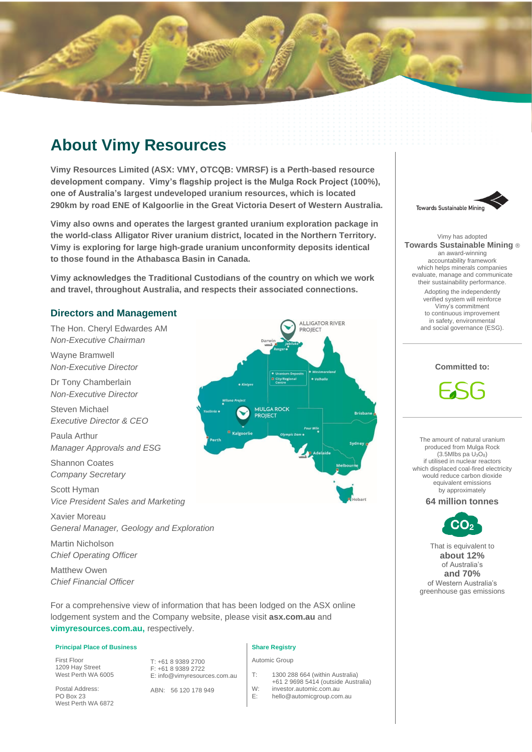# About Vimy Resources

**Vimy Resources Limited (ASX: VMY, OTCQB: VMRSF) is a Perth-based resource development company. Vimy's flagship project is the Mulga Rock Project (100%), one of Australia's largest undeveloped uranium resources, which is located 290km by road ENE of Kalgoorlie in the Great Victoria Desert of Western Australia.**

**Vimy also owns and operates the largest granted uranium exploration package in the world-class Alligator River uranium district, located in the Northern Territory. Vimy is exploring for large high-grade uranium unconformity deposits identical to those found in the Athabasca Basin in Canada.**

**Vimy acknowledges the Traditional Custodians of the country on which we work and travel, throughout Australia, and respects their associated connections.**

## Directors and Management

The Hon. Cheryl Edwardes AM
*Non-Executive Chairman*

Wayne Bramwell
*Non-Executive Director*

Dr Tony Chamberlain
*Non-Executive Director*

Steven Michael
*Executive Director & CEO*

Paula Arthur
*Manager Approvals and ESG*

Shannon Coates
*Company Secretary*

Scott Hyman
*Vice President Sales and Marketing*

Xavier Moreau
*General Manager, Geology and Exploration*

Martin Nicholson
*Chief Operating Officer*

Matthew Owen
*Chief Financial Officer*

ALLIGATOR RIVER PROJECT
Darwin
Jabiluka
Ranger
Uranium Deposits
City/Regional Centre
Westmoreland
Valhalla
Kintyre
Wiluna Project
Yeelirrie
MULGA ROCK PROJECT
Brisbane
Four Mile
Kalgoorlie
Olympic Dam
Perth
Sydney
Adelaide
Melbourne
Hobart

For a comprehensive view of information that has been lodged on the ASX online lodgement system and the Company website, please visit **asx.com.au** and **vimyresources.com.au,** respectively.

**Principal Place of Business**

First Floor
1209 Hay Street
West Perth WA 6005

T: +61 8 9389 2700
F: +61 8 9389 2722
E: info@vimyresources.com.au

Postal Address:
PO Box 23
West Perth WA 6872

ABN: 56 120 178 949

**Share Registry**

Automic Group

T: 1300 288 664 (within Australia)
+61 2 9698 5414 (outside Australia)
W: investor.automic.com.au
E: hello@automicgroup.com.au

Towards Sustainable Mining

Vimy has adopted
**Towards Sustainable Mining ®**
an award-winning accountability framework which helps minerals companies evaluate, manage and communicate their sustainability performance.

Adopting the independently verified system will reinforce Vimy's commitment to continuous improvement in safety, environmental and social governance (ESG).

**Committed to:**

ESG

The amount of natural uranium produced from Mulga Rock (3.5Mlbs pa $U_3O_8$) if utilised in nuclear reactors which displaced coal-fired electricity would reduce carbon dioxide equivalent emissions by approximately

**64 million tonnes**

$CO_2$

That is equivalent to
**about 12%**
of Australia's
**and 70%**
of Western Australia's
greenhouse gas emissions